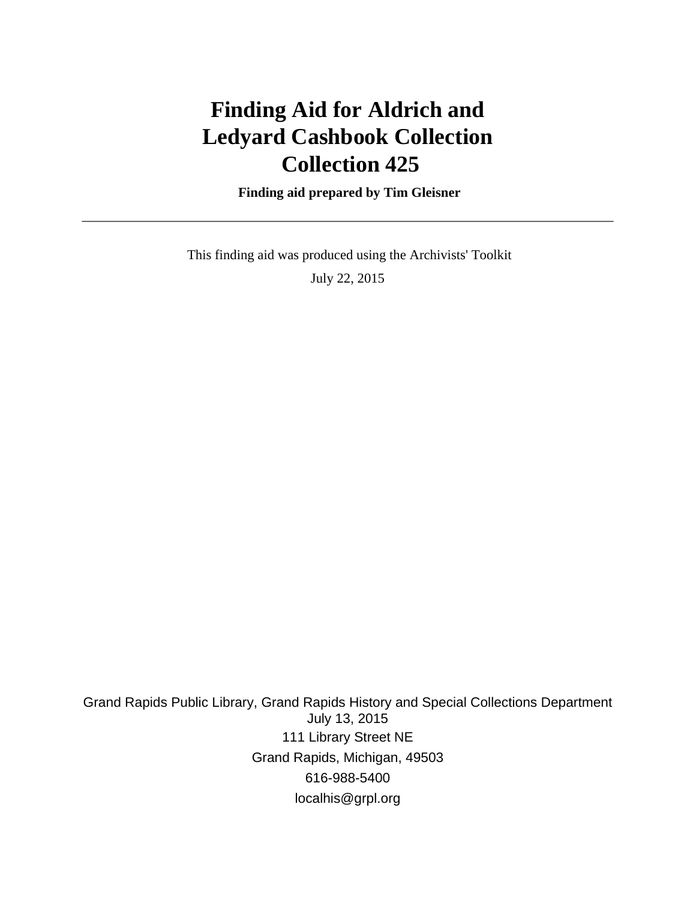# Finding Aid for Aldrich and Ledyard Cashbook Collection Collection 425

**Finding aid prepared by Tim Gleisner**

---

This finding aid was produced using the Archivists' Toolkit

July 22, 2015

Grand Rapids Public Library, Grand Rapids History and Special Collections Department
July 13, 2015
111 Library Street NE
Grand Rapids, Michigan, 49503
616-988-5400
localhis@grpl.org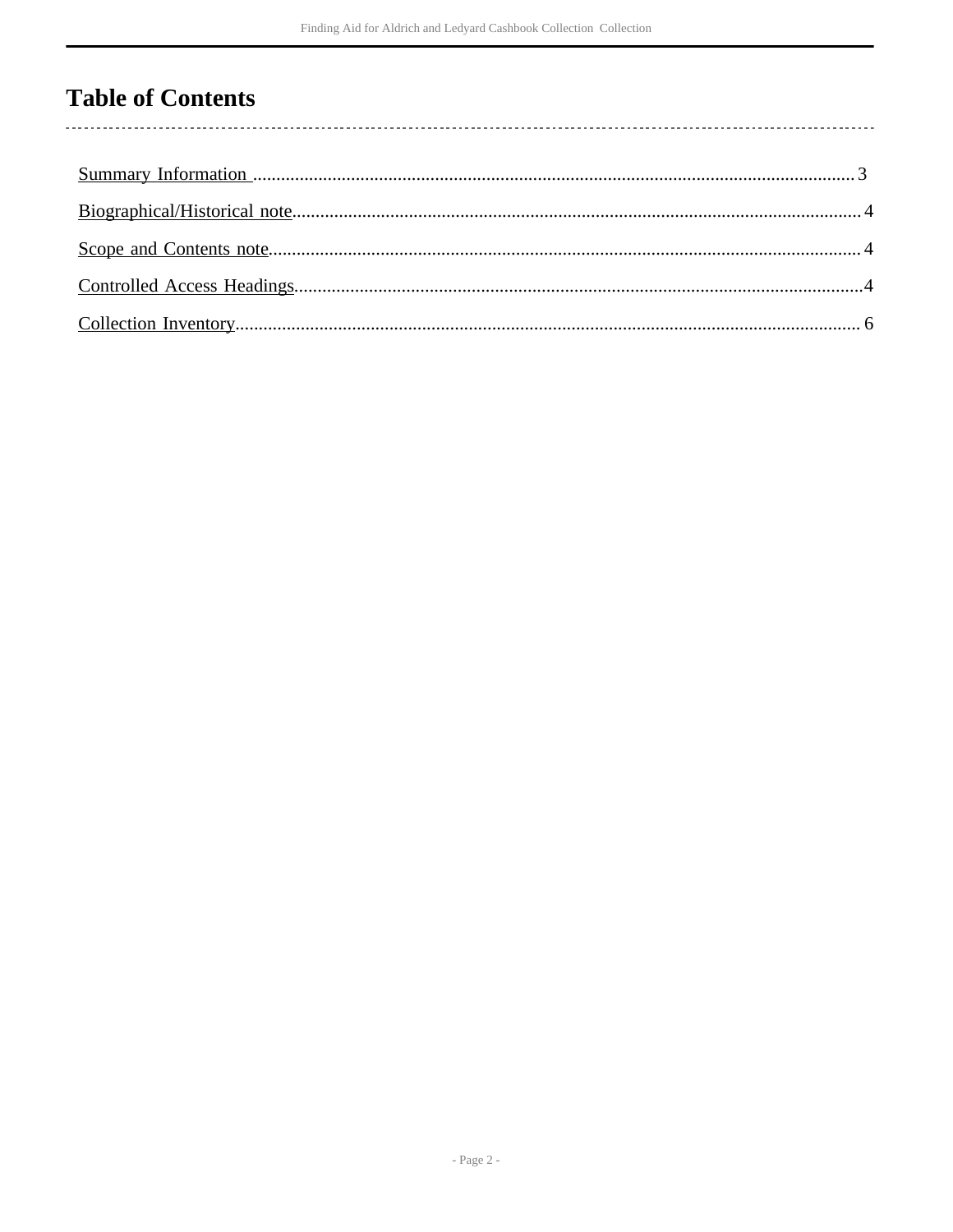# Table of Contents

Summary Information ........................................................................................................................ 3

Biographical/Historical note................................................................................................................ 4

Scope and Contents note..................................................................................................................... 4

Controlled Access Headings................................................................................................................4

Collection Inventory............................................................................................................................. 6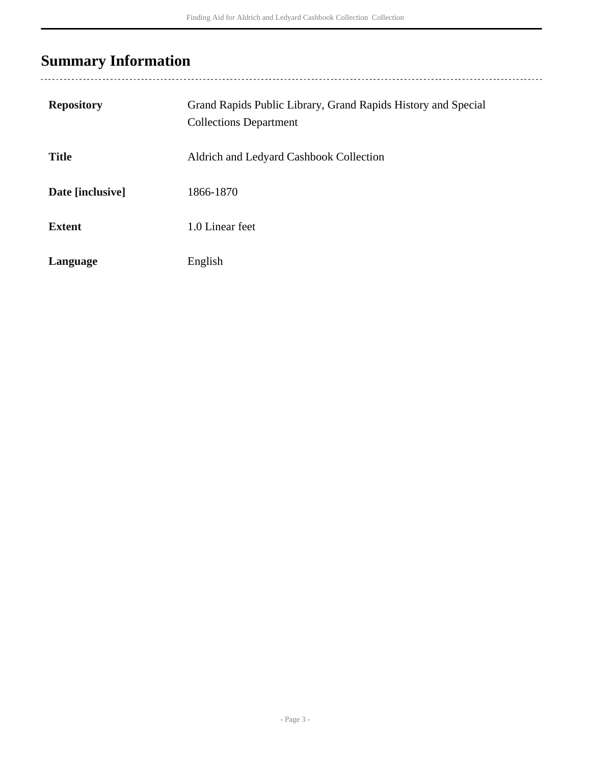## Summary Information

| | |
|---|---|
| **Repository** | Grand Rapids Public Library, Grand Rapids History and Special Collections Department |
| **Title** | Aldrich and Ledyard Cashbook Collection |
| **Date [inclusive]** | 1866-1870 |
| **Extent** | 1.0 Linear feet |
| **Language** | English |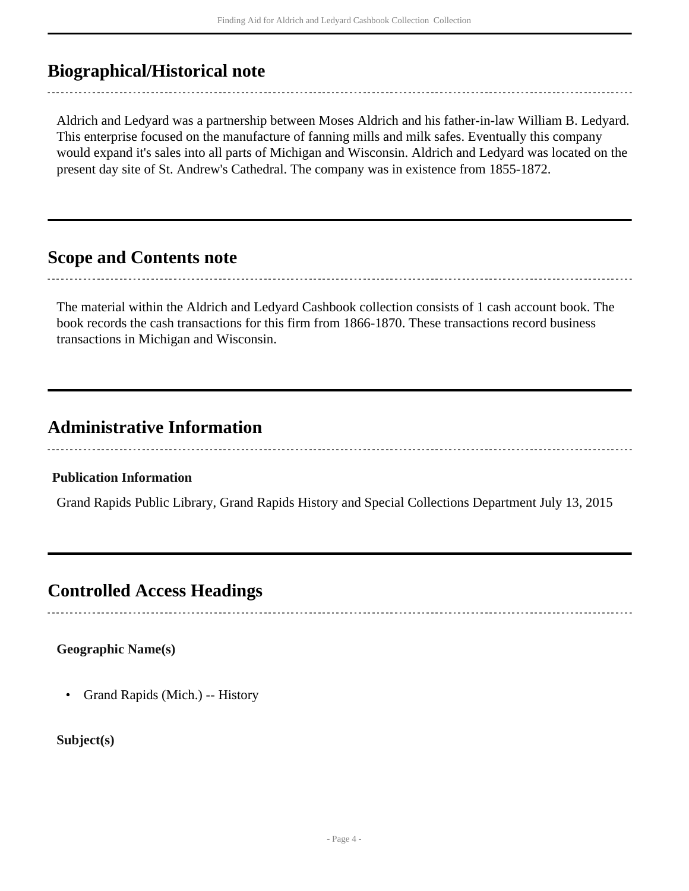## Biographical/Historical note

Aldrich and Ledyard was a partnership between Moses Aldrich and his father-in-law William B. Ledyard. This enterprise focused on the manufacture of fanning mills and milk safes. Eventually this company would expand it's sales into all parts of Michigan and Wisconsin. Aldrich and Ledyard was located on the present day site of St. Andrew's Cathedral. The company was in existence from 1855-1872.

## Scope and Contents note

The material within the Aldrich and Ledyard Cashbook collection consists of 1 cash account book. The book records the cash transactions for this firm from 1866-1870. These transactions record business transactions in Michigan and Wisconsin.

## Administrative Information

#### Publication Information

Grand Rapids Public Library, Grand Rapids History and Special Collections Department July 13, 2015

## Controlled Access Headings

**Geographic Name(s)**

- Grand Rapids (Mich.) -- History

**Subject(s)**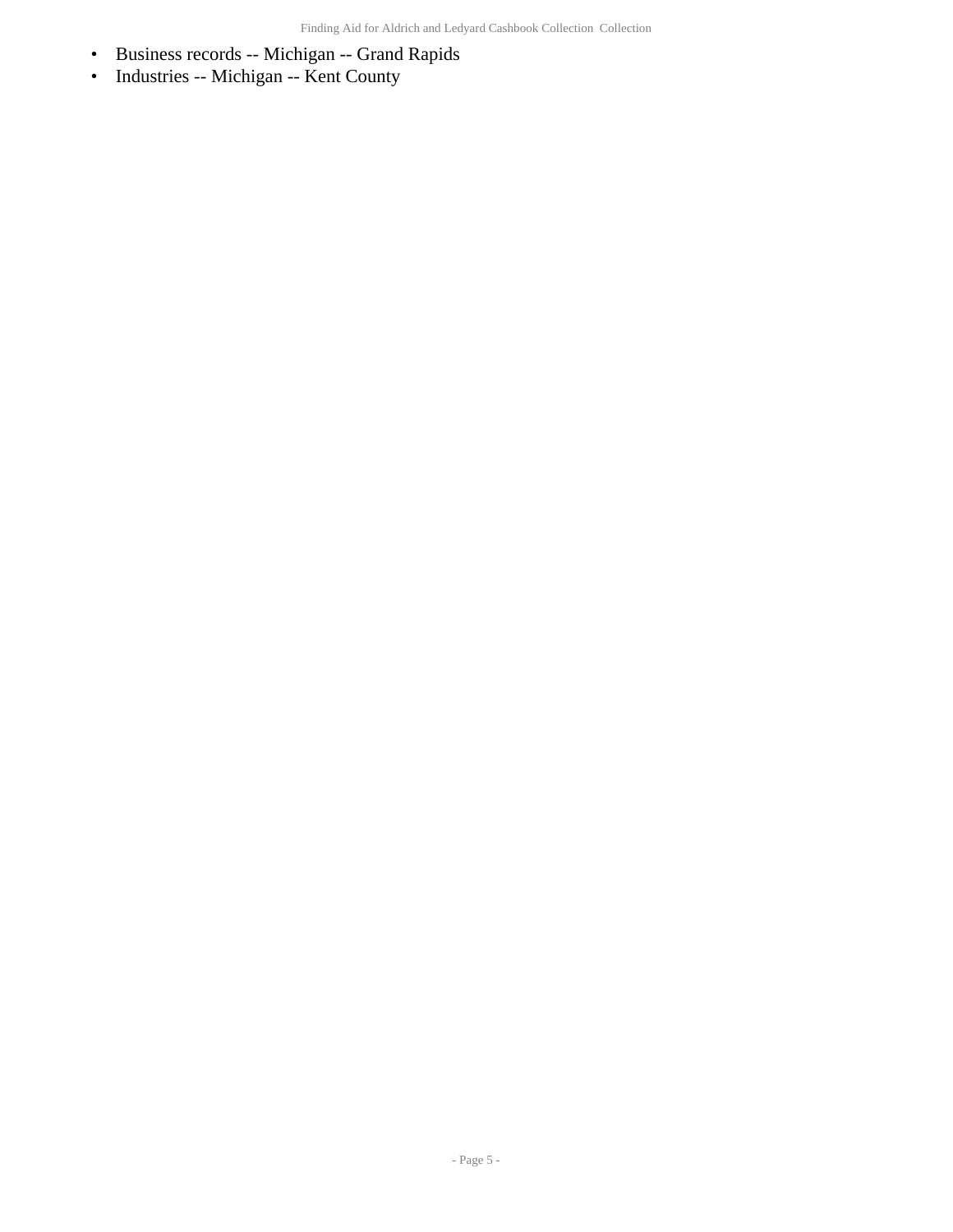- Business records -- Michigan -- Grand Rapids
- Industries -- Michigan -- Kent County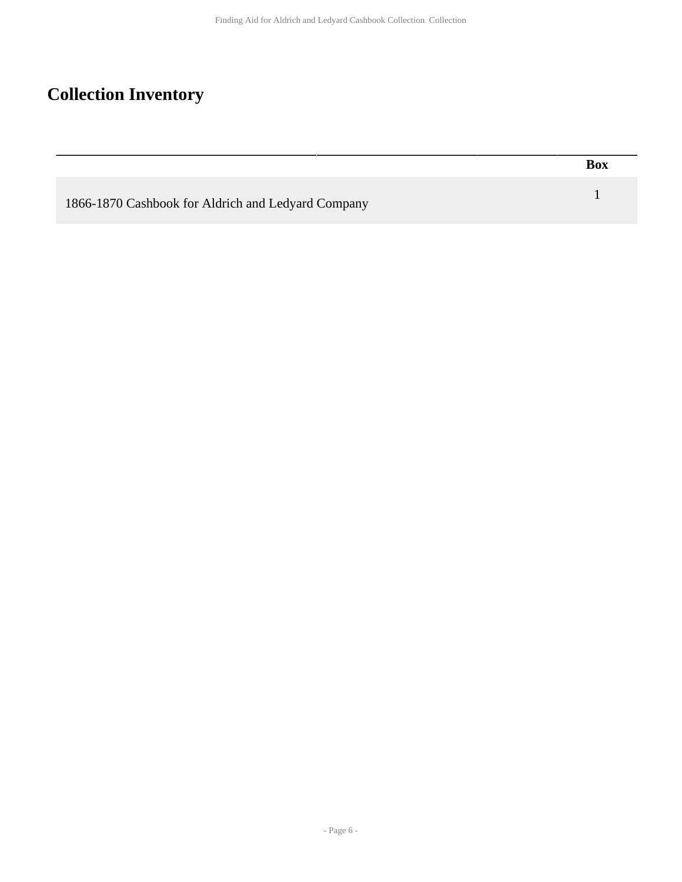## Collection Inventory

| | Box |
|---|---|
| 1866-1870 Cashbook for Aldrich and Ledyard Company | 1 |